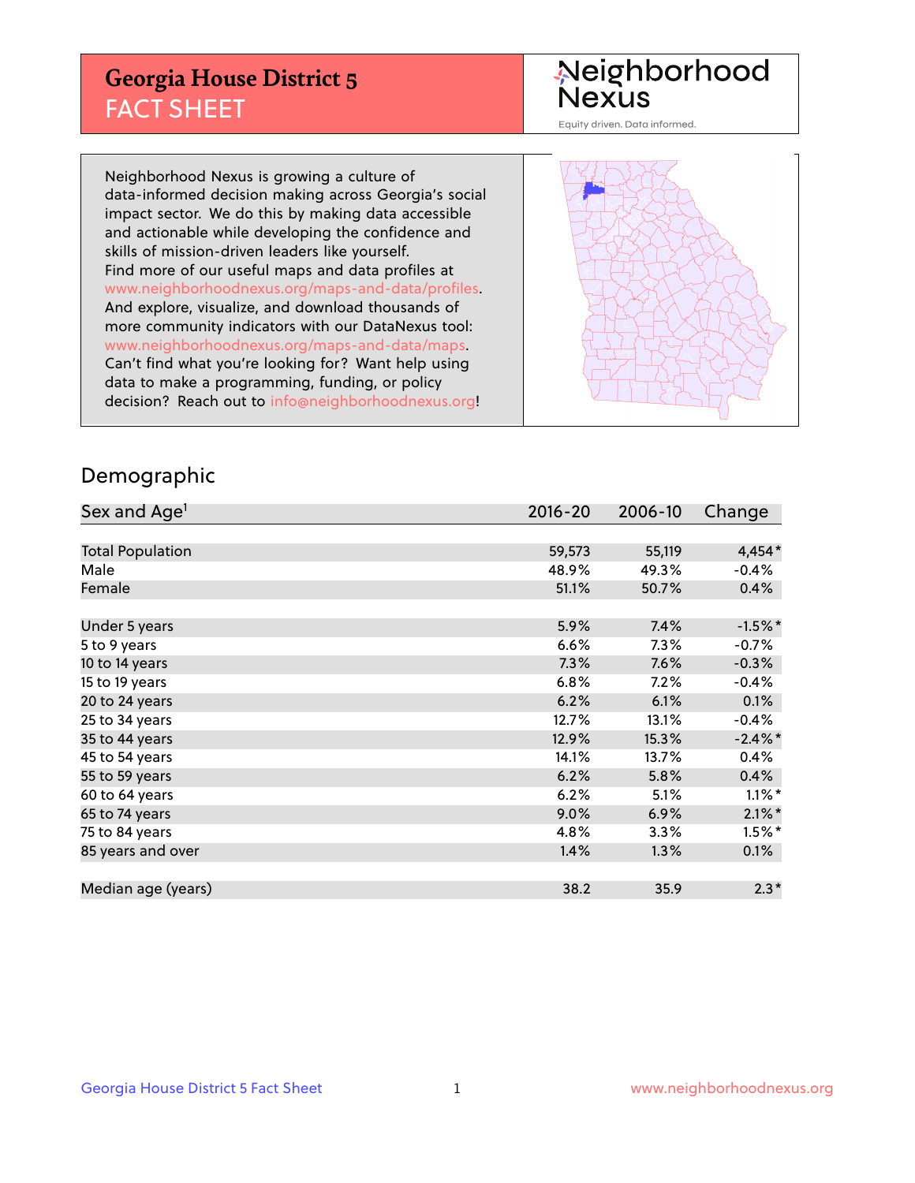# Georgia House District 5
## FACT SHEET

Neighborhood Nexus
Equity driven. Data informed.

Neighborhood Nexus is growing a culture of data-informed decision making across Georgia's social impact sector. We do this by making data accessible and actionable while developing the confidence and skills of mission-driven leaders like yourself. Find more of our useful maps and data profiles at www.neighborhoodnexus.org/maps-and-data/profiles. And explore, visualize, and download thousands of more community indicators with our DataNexus tool: www.neighborhoodnexus.org/maps-and-data/maps. Can't find what you're looking for? Want help using data to make a programming, funding, or policy decision? Reach out to info@neighborhoodnexus.org!

## Demographic

| Sex and Age[1] | 2016-20 | 2006-10 | Change |
|---|---|---|---|
| Total Population | 59,573 | 55,119 | 4,454* |
| Male | 48.9% | 49.3% | -0.4% |
| Female | 51.1% | 50.7% | 0.4% |
| Under 5 years | 5.9% | 7.4% | -1.5%* |
| 5 to 9 years | 6.6% | 7.3% | -0.7% |
| 10 to 14 years | 7.3% | 7.6% | -0.3% |
| 15 to 19 years | 6.8% | 7.2% | -0.4% |
| 20 to 24 years | 6.2% | 6.1% | 0.1% |
| 25 to 34 years | 12.7% | 13.1% | -0.4% |
| 35 to 44 years | 12.9% | 15.3% | -2.4%* |
| 45 to 54 years | 14.1% | 13.7% | 0.4% |
| 55 to 59 years | 6.2% | 5.8% | 0.4% |
| 60 to 64 years | 6.2% | 5.1% | 1.1%* |
| 65 to 74 years | 9.0% | 6.9% | 2.1%* |
| 75 to 84 years | 4.8% | 3.3% | 1.5%* |
| 85 years and over | 1.4% | 1.3% | 0.1% |
| Median age (years) | 38.2 | 35.9 | 2.3* |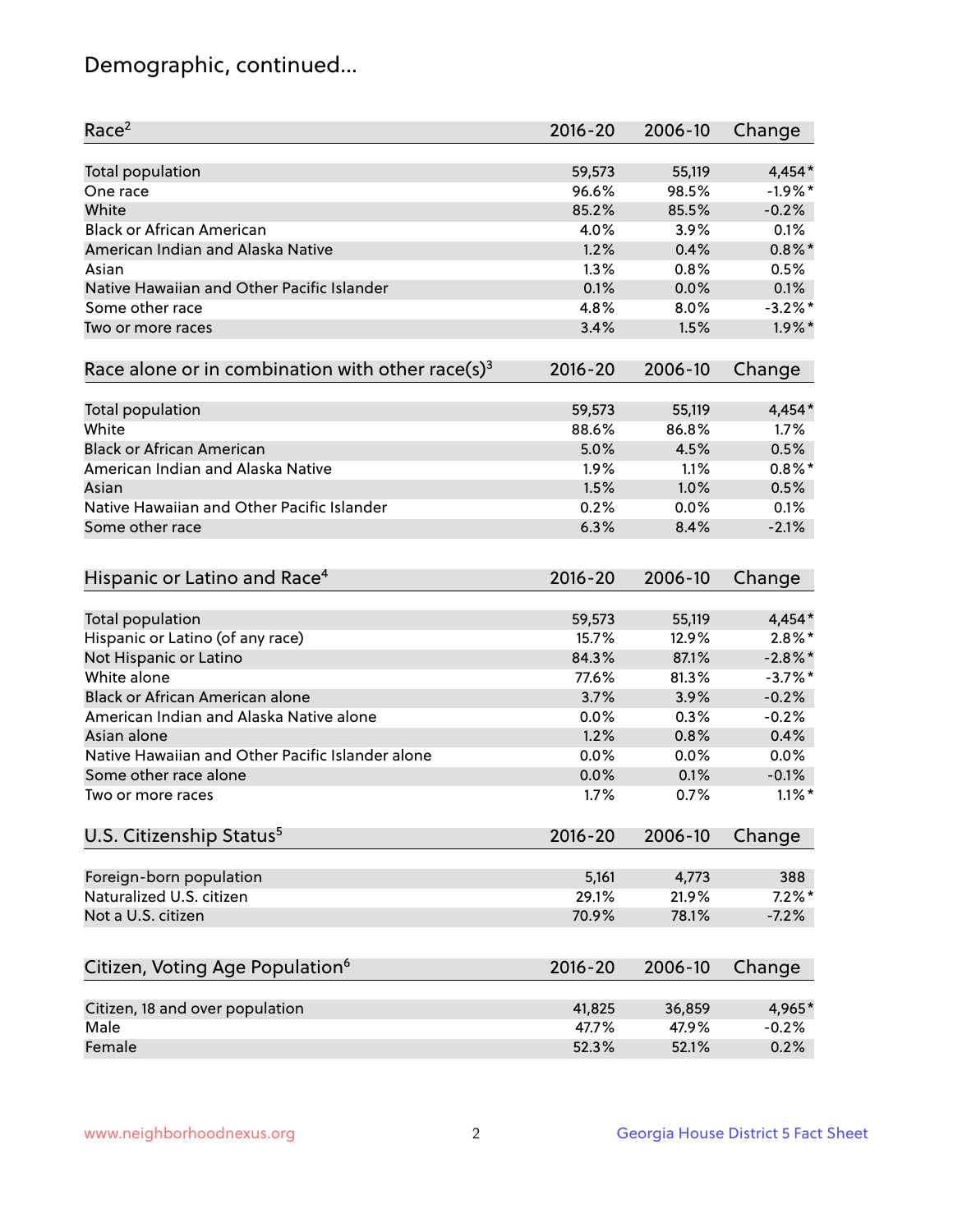# Demographic, continued...

| Race[2] | 2016-20 | 2006-10 | Change |
|---|---|---|---|
| Total population | 59,573 | 55,119 | 4,454* |
| One race | 96.6% | 98.5% | -1.9%* |
| White | 85.2% | 85.5% | -0.2% |
| Black or African American | 4.0% | 3.9% | 0.1% |
| American Indian and Alaska Native | 1.2% | 0.4% | 0.8%* |
| Asian | 1.3% | 0.8% | 0.5% |
| Native Hawaiian and Other Pacific Islander | 0.1% | 0.0% | 0.1% |
| Some other race | 4.8% | 8.0% | -3.2%* |
| Two or more races | 3.4% | 1.5% | 1.9%* |

| Race alone or in combination with other race(s)[3] | 2016-20 | 2006-10 | Change |
|---|---|---|---|
| Total population | 59,573 | 55,119 | 4,454* |
| White | 88.6% | 86.8% | 1.7% |
| Black or African American | 5.0% | 4.5% | 0.5% |
| American Indian and Alaska Native | 1.9% | 1.1% | 0.8%* |
| Asian | 1.5% | 1.0% | 0.5% |
| Native Hawaiian and Other Pacific Islander | 0.2% | 0.0% | 0.1% |
| Some other race | 6.3% | 8.4% | -2.1% |

| Hispanic or Latino and Race[4] | 2016-20 | 2006-10 | Change |
|---|---|---|---|
| Total population | 59,573 | 55,119 | 4,454* |
| Hispanic or Latino (of any race) | 15.7% | 12.9% | 2.8%* |
| Not Hispanic or Latino | 84.3% | 87.1% | -2.8%* |
| White alone | 77.6% | 81.3% | -3.7%* |
| Black or African American alone | 3.7% | 3.9% | -0.2% |
| American Indian and Alaska Native alone | 0.0% | 0.3% | -0.2% |
| Asian alone | 1.2% | 0.8% | 0.4% |
| Native Hawaiian and Other Pacific Islander alone | 0.0% | 0.0% | 0.0% |
| Some other race alone | 0.0% | 0.1% | -0.1% |
| Two or more races | 1.7% | 0.7% | 1.1%* |

| U.S. Citizenship Status[5] | 2016-20 | 2006-10 | Change |
|---|---|---|---|
| Foreign-born population | 5,161 | 4,773 | 388 |
| Naturalized U.S. citizen | 29.1% | 21.9% | 7.2%* |
| Not a U.S. citizen | 70.9% | 78.1% | -7.2% |

| Citizen, Voting Age Population[6] | 2016-20 | 2006-10 | Change |
|---|---|---|---|
| Citizen, 18 and over population | 41,825 | 36,859 | 4,965* |
| Male | 47.7% | 47.9% | -0.2% |
| Female | 52.3% | 52.1% | 0.2% |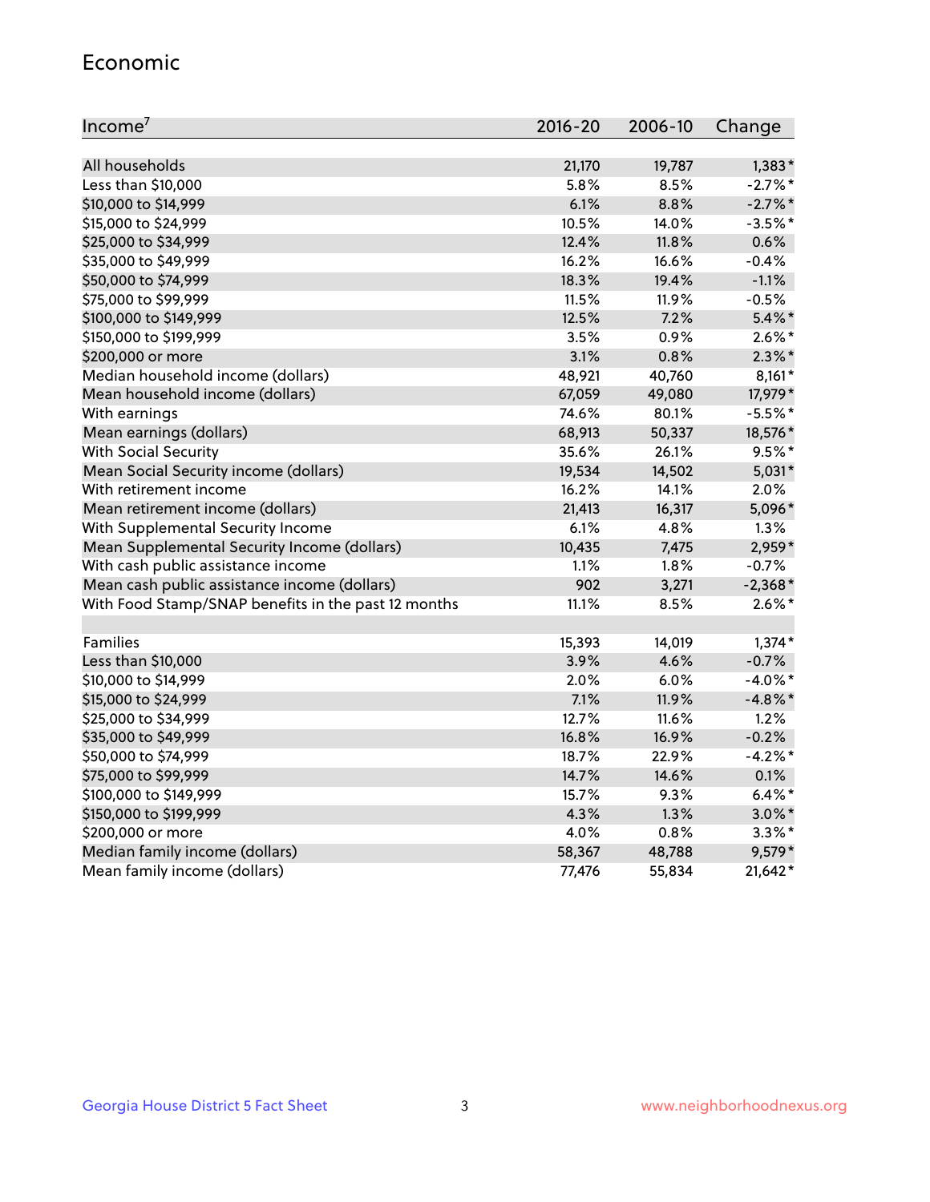## Economic

| Income[7] | 2016-20 | 2006-10 | Change |
|---|---|---|---|
| All households | 21,170 | 19,787 | 1,383* |
| Less than $10,000 | 5.8% | 8.5% | -2.7%* |
| $10,000 to $14,999 | 6.1% | 8.8% | -2.7%* |
| $15,000 to $24,999 | 10.5% | 14.0% | -3.5%* |
| $25,000 to $34,999 | 12.4% | 11.8% | 0.6% |
| $35,000 to $49,999 | 16.2% | 16.6% | -0.4% |
| $50,000 to $74,999 | 18.3% | 19.4% | -1.1% |
| $75,000 to $99,999 | 11.5% | 11.9% | -0.5% |
| $100,000 to $149,999 | 12.5% | 7.2% | 5.4%* |
| $150,000 to $199,999 | 3.5% | 0.9% | 2.6%* |
| $200,000 or more | 3.1% | 0.8% | 2.3%* |
| Median household income (dollars) | 48,921 | 40,760 | 8,161* |
| Mean household income (dollars) | 67,059 | 49,080 | 17,979* |
| With earnings | 74.6% | 80.1% | -5.5%* |
| Mean earnings (dollars) | 68,913 | 50,337 | 18,576* |
| With Social Security | 35.6% | 26.1% | 9.5%* |
| Mean Social Security income (dollars) | 19,534 | 14,502 | 5,031* |
| With retirement income | 16.2% | 14.1% | 2.0% |
| Mean retirement income (dollars) | 21,413 | 16,317 | 5,096* |
| With Supplemental Security Income | 6.1% | 4.8% | 1.3% |
| Mean Supplemental Security Income (dollars) | 10,435 | 7,475 | 2,959* |
| With cash public assistance income | 1.1% | 1.8% | -0.7% |
| Mean cash public assistance income (dollars) | 902 | 3,271 | -2,368* |
| With Food Stamp/SNAP benefits in the past 12 months | 11.1% | 8.5% | 2.6%* |
| | | | |
| Families | 15,393 | 14,019 | 1,374* |
| Less than $10,000 | 3.9% | 4.6% | -0.7% |
| $10,000 to $14,999 | 2.0% | 6.0% | -4.0%* |
| $15,000 to $24,999 | 7.1% | 11.9% | -4.8%* |
| $25,000 to $34,999 | 12.7% | 11.6% | 1.2% |
| $35,000 to $49,999 | 16.8% | 16.9% | -0.2% |
| $50,000 to $74,999 | 18.7% | 22.9% | -4.2%* |
| $75,000 to $99,999 | 14.7% | 14.6% | 0.1% |
| $100,000 to $149,999 | 15.7% | 9.3% | 6.4%* |
| $150,000 to $199,999 | 4.3% | 1.3% | 3.0%* |
| $200,000 or more | 4.0% | 0.8% | 3.3%* |
| Median family income (dollars) | 58,367 | 48,788 | 9,579* |
| Mean family income (dollars) | 77,476 | 55,834 | 21,642* |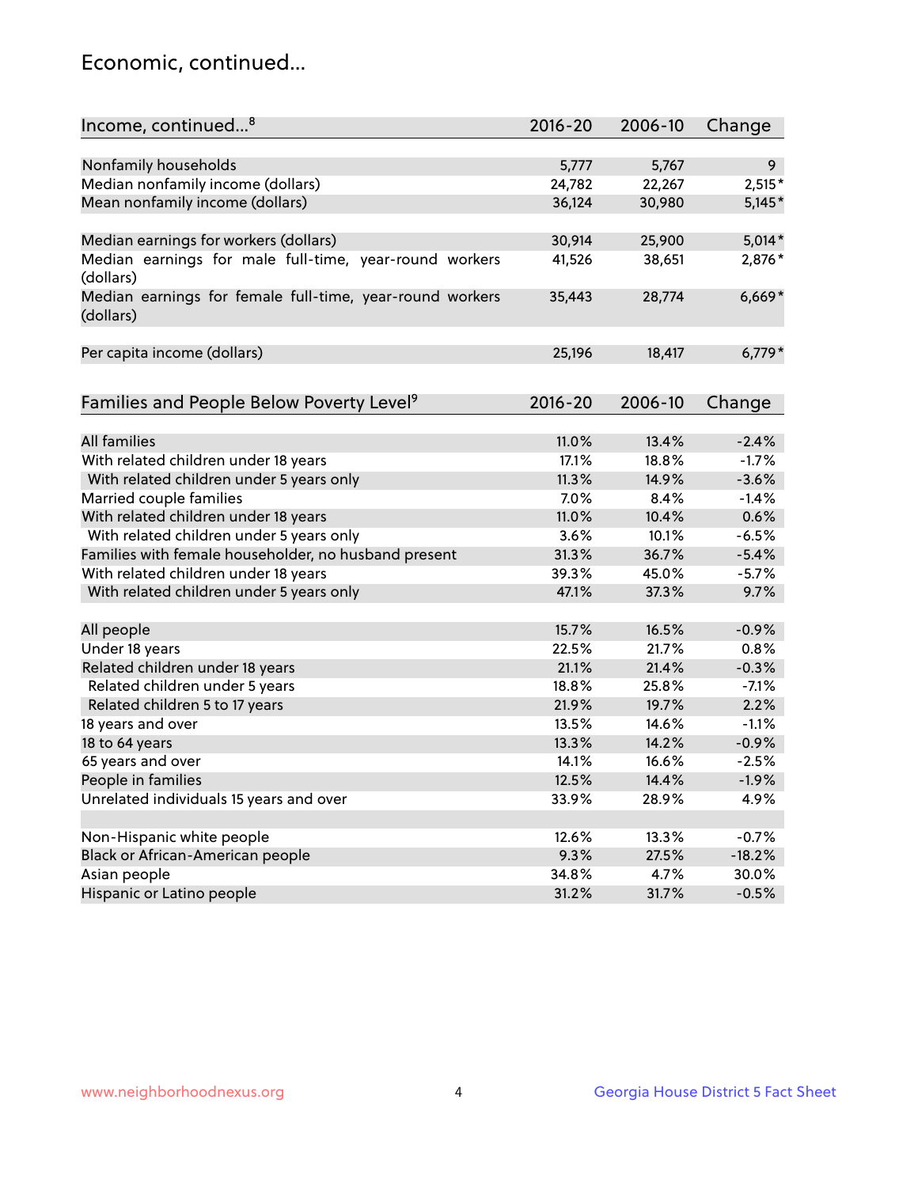## Economic, continued...

| Income, continued...[8] | 2016-20 | 2006-10 | Change |
|---|---|---|---|
| Nonfamily households | 5,777 | 5,767 | 9 |
| Median nonfamily income (dollars) | 24,782 | 22,267 | 2,515* |
| Mean nonfamily income (dollars) | 36,124 | 30,980 | 5,145* |
| Median earnings for workers (dollars) | 30,914 | 25,900 | 5,014* |
| Median earnings for male full-time, year-round workers (dollars) | 41,526 | 38,651 | 2,876* |
| Median earnings for female full-time, year-round workers (dollars) | 35,443 | 28,774 | 6,669* |
| Per capita income (dollars) | 25,196 | 18,417 | 6,779* |

| Families and People Below Poverty Level[9] | 2016-20 | 2006-10 | Change |
|---|---|---|---|
| All families | 11.0% | 13.4% | -2.4% |
| With related children under 18 years | 17.1% | 18.8% | -1.7% |
| With related children under 5 years only | 11.3% | 14.9% | -3.6% |
| Married couple families | 7.0% | 8.4% | -1.4% |
| With related children under 18 years | 11.0% | 10.4% | 0.6% |
| With related children under 5 years only | 3.6% | 10.1% | -6.5% |
| Families with female householder, no husband present | 31.3% | 36.7% | -5.4% |
| With related children under 18 years | 39.3% | 45.0% | -5.7% |
| With related children under 5 years only | 47.1% | 37.3% | 9.7% |
| All people | 15.7% | 16.5% | -0.9% |
| Under 18 years | 22.5% | 21.7% | 0.8% |
| Related children under 18 years | 21.1% | 21.4% | -0.3% |
| Related children under 5 years | 18.8% | 25.8% | -7.1% |
| Related children 5 to 17 years | 21.9% | 19.7% | 2.2% |
| 18 years and over | 13.5% | 14.6% | -1.1% |
| 18 to 64 years | 13.3% | 14.2% | -0.9% |
| 65 years and over | 14.1% | 16.6% | -2.5% |
| People in families | 12.5% | 14.4% | -1.9% |
| Unrelated individuals 15 years and over | 33.9% | 28.9% | 4.9% |
| Non-Hispanic white people | 12.6% | 13.3% | -0.7% |
| Black or African-American people | 9.3% | 27.5% | -18.2% |
| Asian people | 34.8% | 4.7% | 30.0% |
| Hispanic or Latino people | 31.2% | 31.7% | -0.5% |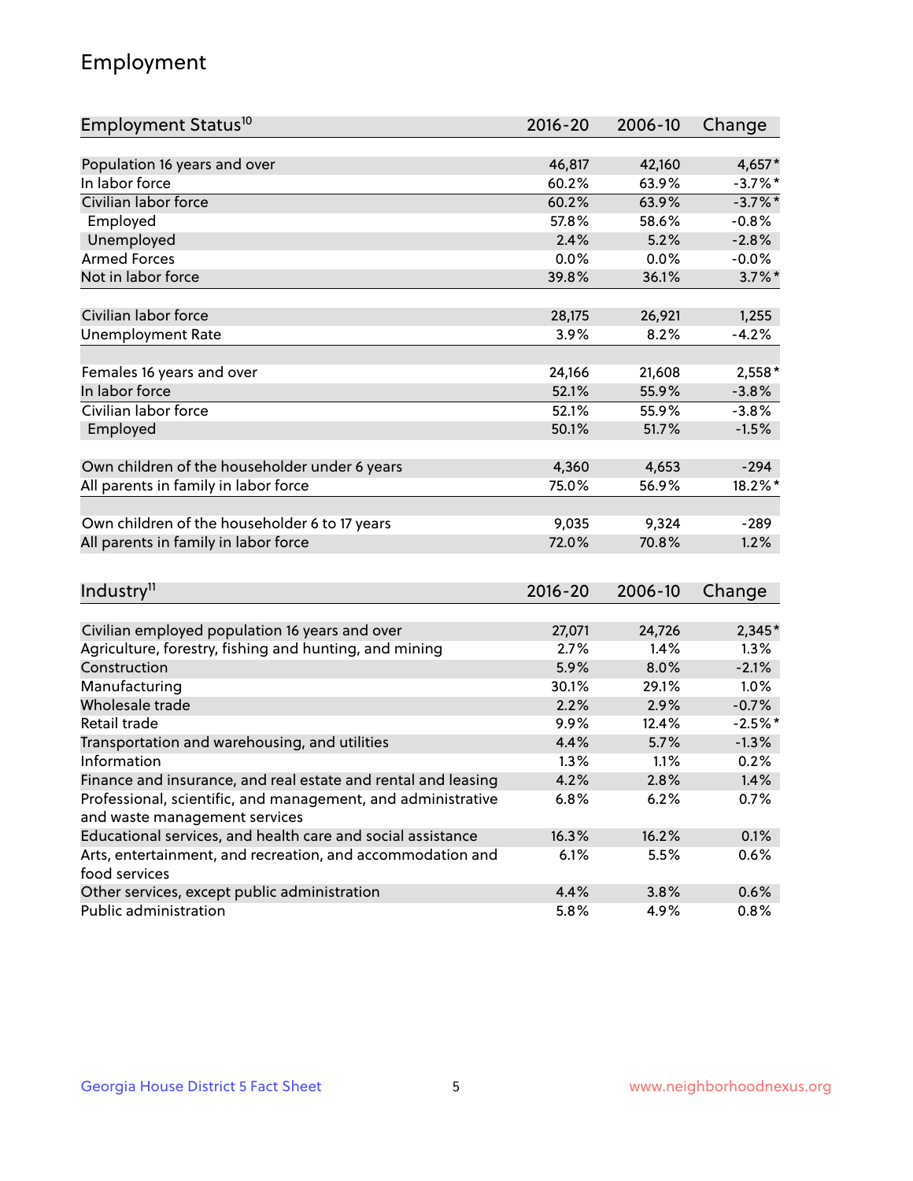## Employment

| Employment Status[10] | 2016-20 | 2006-10 | Change |
|---|---|---|---|
| Population 16 years and over | 46,817 | 42,160 | 4,657* |
| In labor force | 60.2% | 63.9% | -3.7%* |
| Civilian labor force | 60.2% | 63.9% | -3.7%* |
| Employed | 57.8% | 58.6% | -0.8% |
| Unemployed | 2.4% | 5.2% | -2.8% |
| Armed Forces | 0.0% | 0.0% | -0.0% |
| Not in labor force | 39.8% | 36.1% | 3.7%* |
| | | | |
| Civilian labor force | 28,175 | 26,921 | 1,255 |
| Unemployment Rate | 3.9% | 8.2% | -4.2% |
| | | | |
| Females 16 years and over | 24,166 | 21,608 | 2,558* |
| In labor force | 52.1% | 55.9% | -3.8% |
| Civilian labor force | 52.1% | 55.9% | -3.8% |
| Employed | 50.1% | 51.7% | -1.5% |
| | | | |
| Own children of the householder under 6 years | 4,360 | 4,653 | -294 |
| All parents in family in labor force | 75.0% | 56.9% | 18.2%* |
| | | | |
| Own children of the householder 6 to 17 years | 9,035 | 9,324 | -289 |
| All parents in family in labor force | 72.0% | 70.8% | 1.2% |

| Industry[11] | 2016-20 | 2006-10 | Change |
|---|---|---|---|
| Civilian employed population 16 years and over | 27,071 | 24,726 | 2,345* |
| Agriculture, forestry, fishing and hunting, and mining | 2.7% | 1.4% | 1.3% |
| Construction | 5.9% | 8.0% | -2.1% |
| Manufacturing | 30.1% | 29.1% | 1.0% |
| Wholesale trade | 2.2% | 2.9% | -0.7% |
| Retail trade | 9.9% | 12.4% | -2.5%* |
| Transportation and warehousing, and utilities | 4.4% | 5.7% | -1.3% |
| Information | 1.3% | 1.1% | 0.2% |
| Finance and insurance, and real estate and rental and leasing | 4.2% | 2.8% | 1.4% |
| Professional, scientific, and management, and administrative and waste management services | 6.8% | 6.2% | 0.7% |
| Educational services, and health care and social assistance | 16.3% | 16.2% | 0.1% |
| Arts, entertainment, and recreation, and accommodation and food services | 6.1% | 5.5% | 0.6% |
| Other services, except public administration | 4.4% | 3.8% | 0.6% |
| Public administration | 5.8% | 4.9% | 0.8% |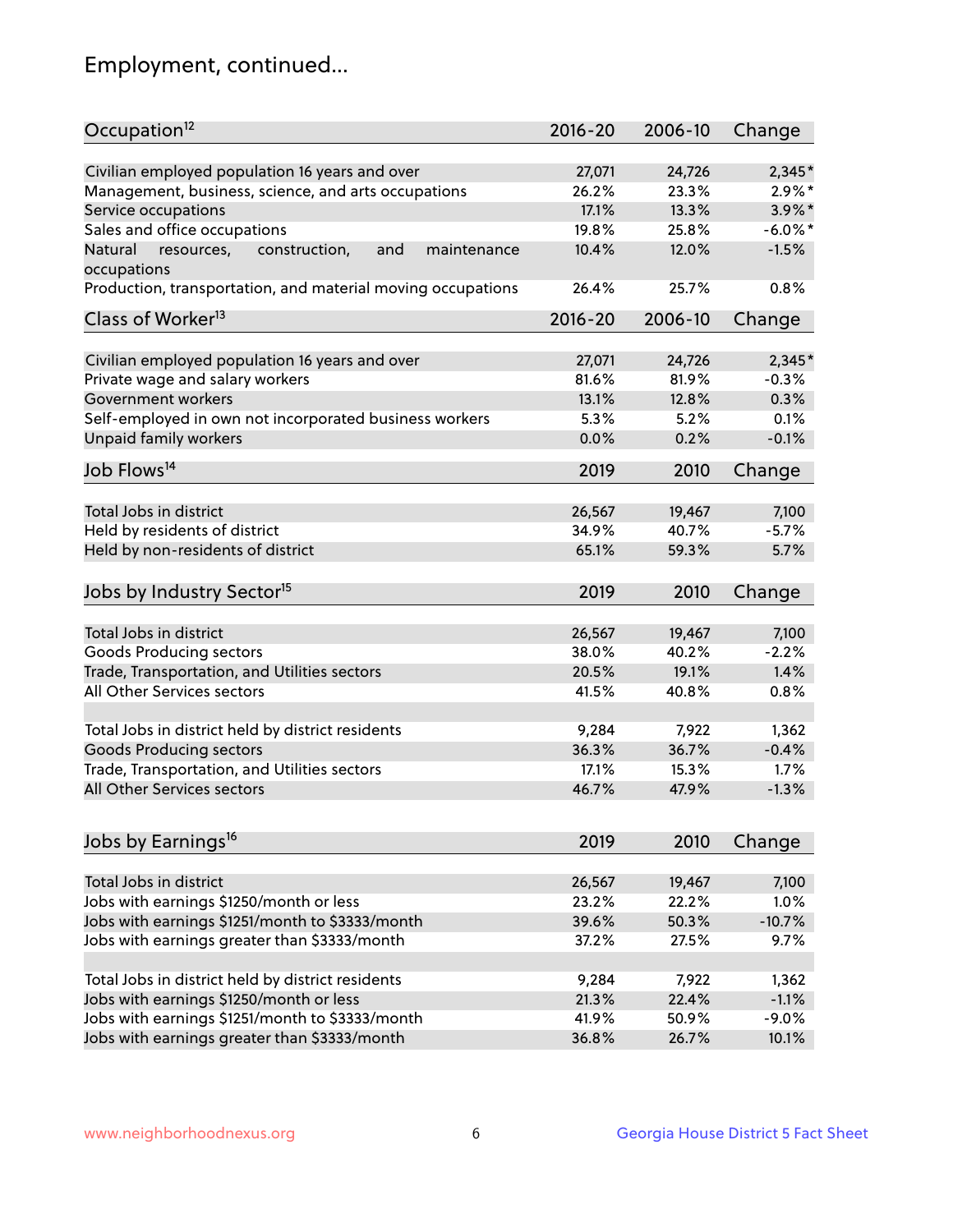# Employment, continued...

| Occupation[12] | 2016-20 | 2006-10 | Change |
|---|---|---|---|
| Civilian employed population 16 years and over | 27,071 | 24,726 | 2,345* |
| Management, business, science, and arts occupations | 26.2% | 23.3% | 2.9%* |
| Service occupations | 17.1% | 13.3% | 3.9%* |
| Sales and office occupations | 19.8% | 25.8% | -6.0%* |
| Natural resources, construction, and maintenance occupations | 10.4% | 12.0% | -1.5% |
| Production, transportation, and material moving occupations | 26.4% | 25.7% | 0.8% |

| Class of Worker[13] | 2016-20 | 2006-10 | Change |
|---|---|---|---|
| Civilian employed population 16 years and over | 27,071 | 24,726 | 2,345* |
| Private wage and salary workers | 81.6% | 81.9% | -0.3% |
| Government workers | 13.1% | 12.8% | 0.3% |
| Self-employed in own not incorporated business workers | 5.3% | 5.2% | 0.1% |
| Unpaid family workers | 0.0% | 0.2% | -0.1% |

| Job Flows[14] | 2019 | 2010 | Change |
|---|---|---|---|
| Total Jobs in district | 26,567 | 19,467 | 7,100 |
| Held by residents of district | 34.9% | 40.7% | -5.7% |
| Held by non-residents of district | 65.1% | 59.3% | 5.7% |

| Jobs by Industry Sector[15] | 2019 | 2010 | Change |
|---|---|---|---|
| Total Jobs in district | 26,567 | 19,467 | 7,100 |
| Goods Producing sectors | 38.0% | 40.2% | -2.2% |
| Trade, Transportation, and Utilities sectors | 20.5% | 19.1% | 1.4% |
| All Other Services sectors | 41.5% | 40.8% | 0.8% |
| | | | |
| Total Jobs in district held by district residents | 9,284 | 7,922 | 1,362 |
| Goods Producing sectors | 36.3% | 36.7% | -0.4% |
| Trade, Transportation, and Utilities sectors | 17.1% | 15.3% | 1.7% |
| All Other Services sectors | 46.7% | 47.9% | -1.3% |

| Jobs by Earnings[16] | 2019 | 2010 | Change |
|---|---|---|---|
| Total Jobs in district | 26,567 | 19,467 | 7,100 |
| Jobs with earnings $1250/month or less | 23.2% | 22.2% | 1.0% |
| Jobs with earnings $1251/month to $3333/month | 39.6% | 50.3% | -10.7% |
| Jobs with earnings greater than $3333/month | 37.2% | 27.5% | 9.7% |
| | | | |
| Total Jobs in district held by district residents | 9,284 | 7,922 | 1,362 |
| Jobs with earnings $1250/month or less | 21.3% | 22.4% | -1.1% |
| Jobs with earnings $1251/month to $3333/month | 41.9% | 50.9% | -9.0% |
| Jobs with earnings greater than $3333/month | 36.8% | 26.7% | 10.1% |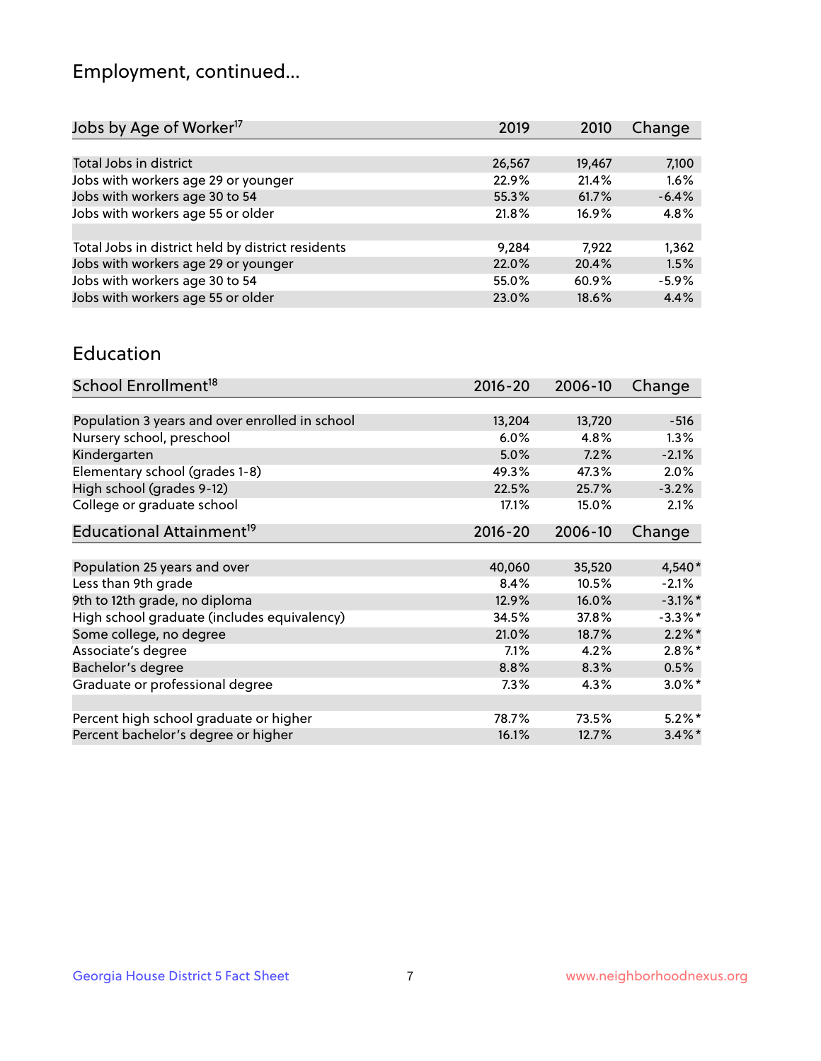## Employment, continued...

| Jobs by Age of Worker[17] | 2019 | 2010 | Change |
|---|---|---|---|
| Total Jobs in district | 26,567 | 19,467 | 7,100 |
| Jobs with workers age 29 or younger | 22.9% | 21.4% | 1.6% |
| Jobs with workers age 30 to 54 | 55.3% | 61.7% | -6.4% |
| Jobs with workers age 55 or older | 21.8% | 16.9% | 4.8% |
| | | | |
| Total Jobs in district held by district residents | 9,284 | 7,922 | 1,362 |
| Jobs with workers age 29 or younger | 22.0% | 20.4% | 1.5% |
| Jobs with workers age 30 to 54 | 55.0% | 60.9% | -5.9% |
| Jobs with workers age 55 or older | 23.0% | 18.6% | 4.4% |

## Education

| School Enrollment[18] | 2016-20 | 2006-10 | Change |
|---|---|---|---|
| Population 3 years and over enrolled in school | 13,204 | 13,720 | -516 |
| Nursery school, preschool | 6.0% | 4.8% | 1.3% |
| Kindergarten | 5.0% | 7.2% | -2.1% |
| Elementary school (grades 1-8) | 49.3% | 47.3% | 2.0% |
| High school (grades 9-12) | 22.5% | 25.7% | -3.2% |
| College or graduate school | 17.1% | 15.0% | 2.1% |

| Educational Attainment[19] | 2016-20 | 2006-10 | Change |
|---|---|---|---|
| Population 25 years and over | 40,060 | 35,520 | 4,540* |
| Less than 9th grade | 8.4% | 10.5% | -2.1% |
| 9th to 12th grade, no diploma | 12.9% | 16.0% | -3.1%* |
| High school graduate (includes equivalency) | 34.5% | 37.8% | -3.3%* |
| Some college, no degree | 21.0% | 18.7% | 2.2%* |
| Associate's degree | 7.1% | 4.2% | 2.8%* |
| Bachelor's degree | 8.8% | 8.3% | 0.5% |
| Graduate or professional degree | 7.3% | 4.3% | 3.0%* |
| | | | |
| Percent high school graduate or higher | 78.7% | 73.5% | 5.2%* |
| Percent bachelor's degree or higher | 16.1% | 12.7% | 3.4%* |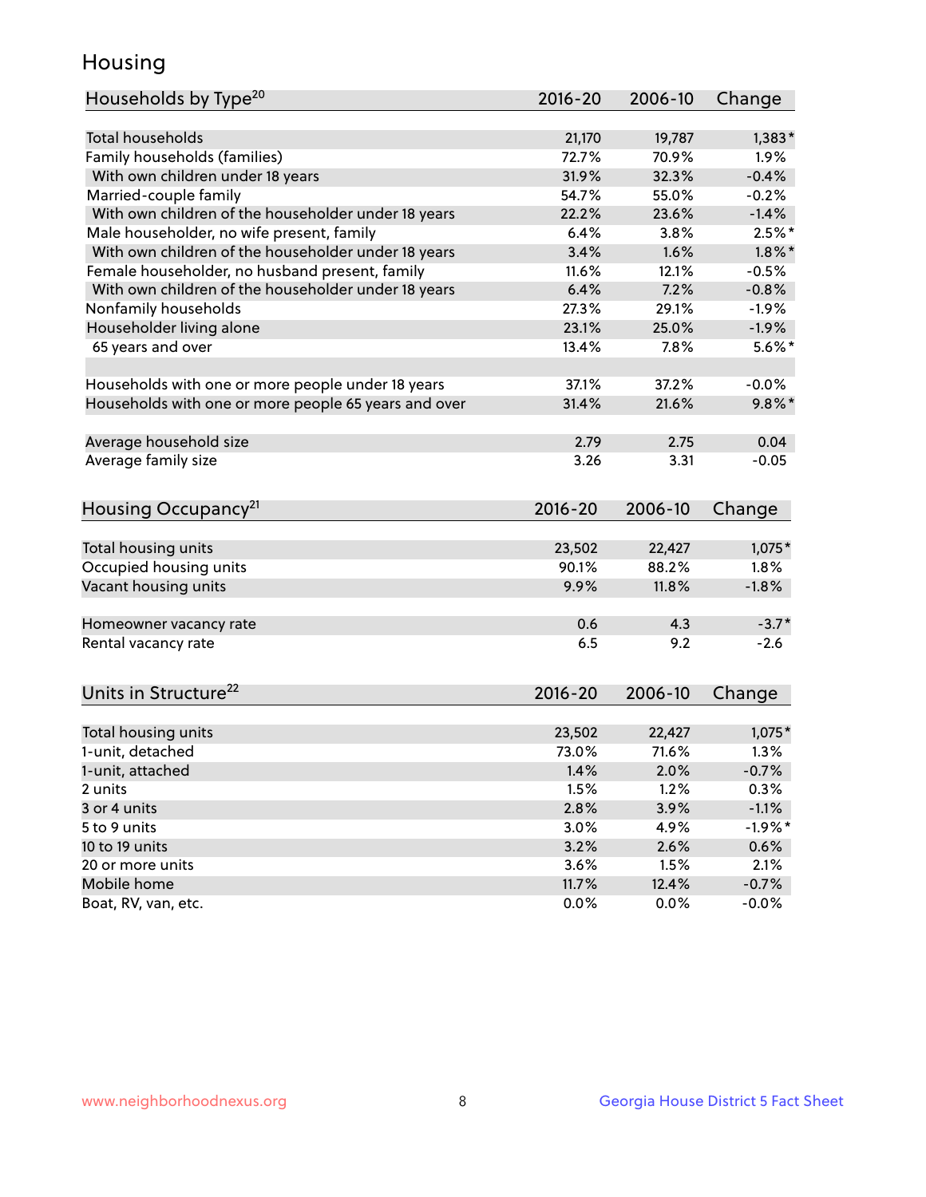## Housing

| Households by Type[20] | 2016-20 | 2006-10 | Change |
|---|---|---|---|
| Total households | 21,170 | 19,787 | 1,383* |
| Family households (families) | 72.7% | 70.9% | 1.9% |
| With own children under 18 years | 31.9% | 32.3% | -0.4% |
| Married-couple family | 54.7% | 55.0% | -0.2% |
| With own children of the householder under 18 years | 22.2% | 23.6% | -1.4% |
| Male householder, no wife present, family | 6.4% | 3.8% | 2.5%* |
| With own children of the householder under 18 years | 3.4% | 1.6% | 1.8%* |
| Female householder, no husband present, family | 11.6% | 12.1% | -0.5% |
| With own children of the householder under 18 years | 6.4% | 7.2% | -0.8% |
| Nonfamily households | 27.3% | 29.1% | -1.9% |
| Householder living alone | 23.1% | 25.0% | -1.9% |
| 65 years and over | 13.4% | 7.8% | 5.6%* |
| | | | |
| Households with one or more people under 18 years | 37.1% | 37.2% | -0.0% |
| Households with one or more people 65 years and over | 31.4% | 21.6% | 9.8%* |
| | | | |
| Average household size | 2.79 | 2.75 | 0.04 |
| Average family size | 3.26 | 3.31 | -0.05 |

| Housing Occupancy[21] | 2016-20 | 2006-10 | Change |
|---|---|---|---|
| Total housing units | 23,502 | 22,427 | 1,075* |
| Occupied housing units | 90.1% | 88.2% | 1.8% |
| Vacant housing units | 9.9% | 11.8% | -1.8% |
| | | | |
| Homeowner vacancy rate | 0.6 | 4.3 | -3.7* |
| Rental vacancy rate | 6.5 | 9.2 | -2.6 |

| Units in Structure[22] | 2016-20 | 2006-10 | Change |
|---|---|---|---|
| Total housing units | 23,502 | 22,427 | 1,075* |
| 1-unit, detached | 73.0% | 71.6% | 1.3% |
| 1-unit, attached | 1.4% | 2.0% | -0.7% |
| 2 units | 1.5% | 1.2% | 0.3% |
| 3 or 4 units | 2.8% | 3.9% | -1.1% |
| 5 to 9 units | 3.0% | 4.9% | -1.9%* |
| 10 to 19 units | 3.2% | 2.6% | 0.6% |
| 20 or more units | 3.6% | 1.5% | 2.1% |
| Mobile home | 11.7% | 12.4% | -0.7% |
| Boat, RV, van, etc. | 0.0% | 0.0% | -0.0% |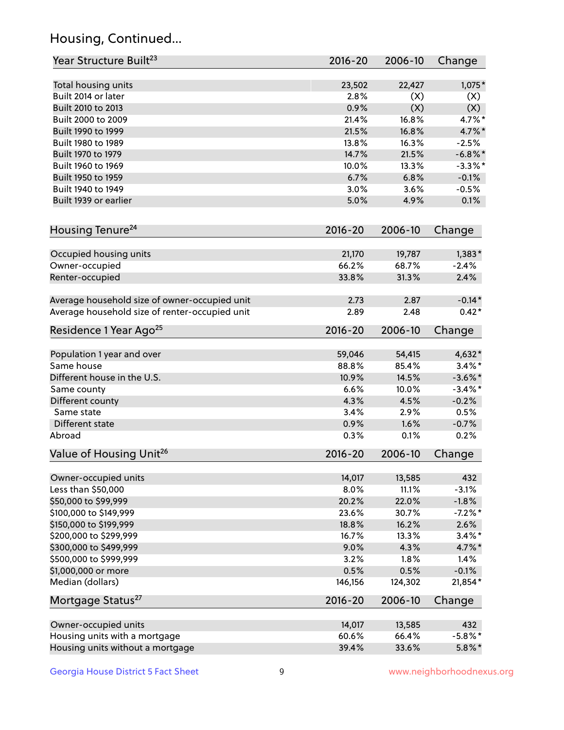## Housing, Continued...

| Year Structure Built[23] | 2016-20 | 2006-10 | Change |
|---|---|---|---|
| Total housing units | 23,502 | 22,427 | 1,075* |
| Built 2014 or later | 2.8% | (X) | (X) |
| Built 2010 to 2013 | 0.9% | (X) | (X) |
| Built 2000 to 2009 | 21.4% | 16.8% | 4.7%* |
| Built 1990 to 1999 | 21.5% | 16.8% | 4.7%* |
| Built 1980 to 1989 | 13.8% | 16.3% | -2.5% |
| Built 1970 to 1979 | 14.7% | 21.5% | -6.8%* |
| Built 1960 to 1969 | 10.0% | 13.3% | -3.3%* |
| Built 1950 to 1959 | 6.7% | 6.8% | -0.1% |
| Built 1940 to 1949 | 3.0% | 3.6% | -0.5% |
| Built 1939 or earlier | 5.0% | 4.9% | 0.1% |

| Housing Tenure[24] | 2016-20 | 2006-10 | Change |
|---|---|---|---|
| Occupied housing units | 21,170 | 19,787 | 1,383* |
| Owner-occupied | 66.2% | 68.7% | -2.4% |
| Renter-occupied | 33.8% | 31.3% | 2.4% |
| Average household size of owner-occupied unit | 2.73 | 2.87 | -0.14* |
| Average household size of renter-occupied unit | 2.89 | 2.48 | 0.42* |

| Residence 1 Year Ago[25] | 2016-20 | 2006-10 | Change |
|---|---|---|---|
| Population 1 year and over | 59,046 | 54,415 | 4,632* |
| Same house | 88.8% | 85.4% | 3.4%* |
| Different house in the U.S. | 10.9% | 14.5% | -3.6%* |
| Same county | 6.6% | 10.0% | -3.4%* |
| Different county | 4.3% | 4.5% | -0.2% |
| Same state | 3.4% | 2.9% | 0.5% |
| Different state | 0.9% | 1.6% | -0.7% |
| Abroad | 0.3% | 0.1% | 0.2% |

| Value of Housing Unit[26] | 2016-20 | 2006-10 | Change |
|---|---|---|---|
| Owner-occupied units | 14,017 | 13,585 | 432 |
| Less than $50,000 | 8.0% | 11.1% | -3.1% |
| $50,000 to $99,999 | 20.2% | 22.0% | -1.8% |
| $100,000 to $149,999 | 23.6% | 30.7% | -7.2%* |
| $150,000 to $199,999 | 18.8% | 16.2% | 2.6% |
| $200,000 to $299,999 | 16.7% | 13.3% | 3.4%* |
| $300,000 to $499,999 | 9.0% | 4.3% | 4.7%* |
| $500,000 to $999,999 | 3.2% | 1.8% | 1.4% |
| $1,000,000 or more | 0.5% | 0.5% | -0.1% |
| Median (dollars) | 146,156 | 124,302 | 21,854* |

| Mortgage Status[27] | 2016-20 | 2006-10 | Change |
|---|---|---|---|
| Owner-occupied units | 14,017 | 13,585 | 432 |
| Housing units with a mortgage | 60.6% | 66.4% | -5.8%* |
| Housing units without a mortgage | 39.4% | 33.6% | 5.8%* |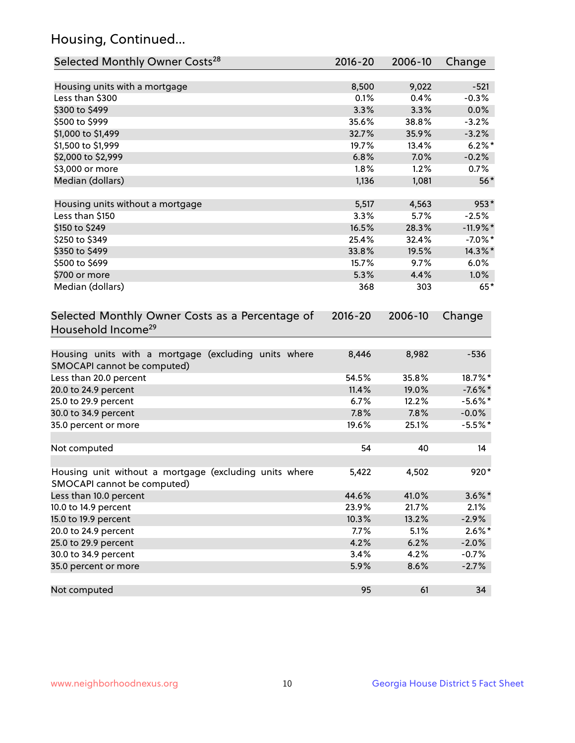## Housing, Continued...

| Selected Monthly Owner Costs[28] | 2016-20 | 2006-10 | Change |
|---|---|---|---|
| Housing units with a mortgage | 8,500 | 9,022 | -521 |
| Less than $300 | 0.1% | 0.4% | -0.3% |
| $300 to $499 | 3.3% | 3.3% | 0.0% |
| $500 to $999 | 35.6% | 38.8% | -3.2% |
| $1,000 to $1,499 | 32.7% | 35.9% | -3.2% |
| $1,500 to $1,999 | 19.7% | 13.4% | 6.2%* |
| $2,000 to $2,999 | 6.8% | 7.0% | -0.2% |
| $3,000 or more | 1.8% | 1.2% | 0.7% |
| Median (dollars) | 1,136 | 1,081 | 56* |
| Housing units without a mortgage | 5,517 | 4,563 | 953* |
| Less than $150 | 3.3% | 5.7% | -2.5% |
| $150 to $249 | 16.5% | 28.3% | -11.9%* |
| $250 to $349 | 25.4% | 32.4% | -7.0%* |
| $350 to $499 | 33.8% | 19.5% | 14.3%* |
| $500 to $699 | 15.7% | 9.7% | 6.0% |
| $700 or more | 5.3% | 4.4% | 1.0% |
| Median (dollars) | 368 | 303 | 65* |

| Selected Monthly Owner Costs as a Percentage of Household Income[29] | 2016-20 | 2006-10 | Change |
|---|---|---|---|
| Housing units with a mortgage (excluding units where SMOCAPI cannot be computed) | 8,446 | 8,982 | -536 |
| Less than 20.0 percent | 54.5% | 35.8% | 18.7%* |
| 20.0 to 24.9 percent | 11.4% | 19.0% | -7.6%* |
| 25.0 to 29.9 percent | 6.7% | 12.2% | -5.6%* |
| 30.0 to 34.9 percent | 7.8% | 7.8% | -0.0% |
| 35.0 percent or more | 19.6% | 25.1% | -5.5%* |
| Not computed | 54 | 40 | 14 |
| Housing unit without a mortgage (excluding units where SMOCAPI cannot be computed) | 5,422 | 4,502 | 920* |
| Less than 10.0 percent | 44.6% | 41.0% | 3.6%* |
| 10.0 to 14.9 percent | 23.9% | 21.7% | 2.1% |
| 15.0 to 19.9 percent | 10.3% | 13.2% | -2.9% |
| 20.0 to 24.9 percent | 7.7% | 5.1% | 2.6%* |
| 25.0 to 29.9 percent | 4.2% | 6.2% | -2.0% |
| 30.0 to 34.9 percent | 3.4% | 4.2% | -0.7% |
| 35.0 percent or more | 5.9% | 8.6% | -2.7% |
| Not computed | 95 | 61 | 34 |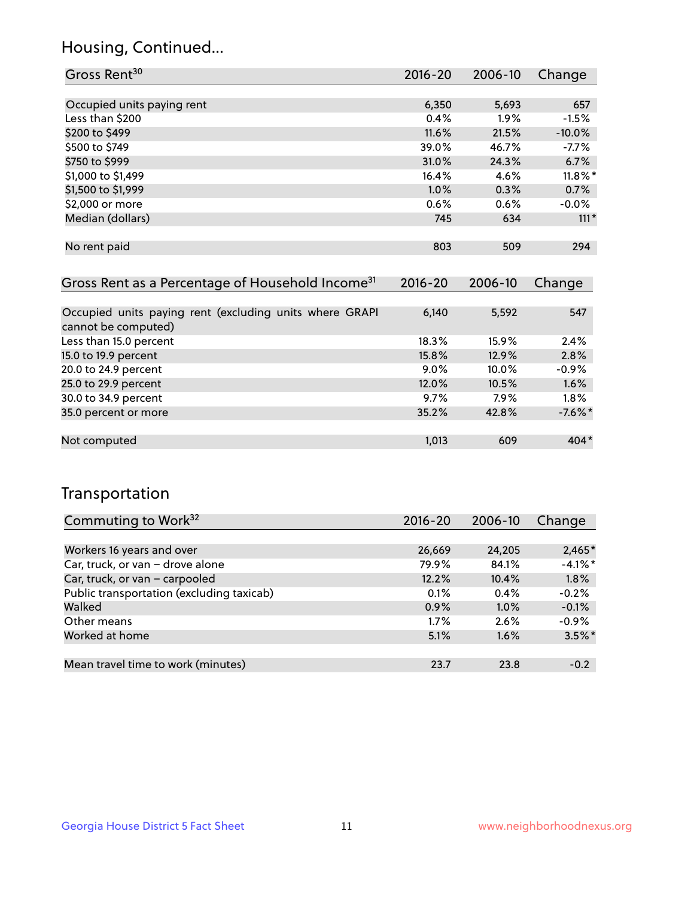## Housing, Continued...

| Gross Rent[30] | 2016-20 | 2006-10 | Change |
|---|---|---|---|
| Occupied units paying rent | 6,350 | 5,693 | 657 |
| Less than $200 | 0.4% | 1.9% | -1.5% |
| $200 to $499 | 11.6% | 21.5% | -10.0% |
| $500 to $749 | 39.0% | 46.7% | -7.7% |
| $750 to $999 | 31.0% | 24.3% | 6.7% |
| $1,000 to $1,499 | 16.4% | 4.6% | 11.8%* |
| $1,500 to $1,999 | 1.0% | 0.3% | 0.7% |
| $2,000 or more | 0.6% | 0.6% | -0.0% |
| Median (dollars) | 745 | 634 | 111* |
| No rent paid | 803 | 509 | 294 |

| Gross Rent as a Percentage of Household Income[31] | 2016-20 | 2006-10 | Change |
|---|---|---|---|
| Occupied units paying rent (excluding units where GRAPI cannot be computed) | 6,140 | 5,592 | 547 |
| Less than 15.0 percent | 18.3% | 15.9% | 2.4% |
| 15.0 to 19.9 percent | 15.8% | 12.9% | 2.8% |
| 20.0 to 24.9 percent | 9.0% | 10.0% | -0.9% |
| 25.0 to 29.9 percent | 12.0% | 10.5% | 1.6% |
| 30.0 to 34.9 percent | 9.7% | 7.9% | 1.8% |
| 35.0 percent or more | 35.2% | 42.8% | -7.6%* |
| Not computed | 1,013 | 609 | 404* |

## Transportation

| Commuting to Work[32] | 2016-20 | 2006-10 | Change |
|---|---|---|---|
| Workers 16 years and over | 26,669 | 24,205 | 2,465* |
| Car, truck, or van – drove alone | 79.9% | 84.1% | -4.1%* |
| Car, truck, or van – carpooled | 12.2% | 10.4% | 1.8% |
| Public transportation (excluding taxicab) | 0.1% | 0.4% | -0.2% |
| Walked | 0.9% | 1.0% | -0.1% |
| Other means | 1.7% | 2.6% | -0.9% |
| Worked at home | 5.1% | 1.6% | 3.5%* |
| Mean travel time to work (minutes) | 23.7 | 23.8 | -0.2 |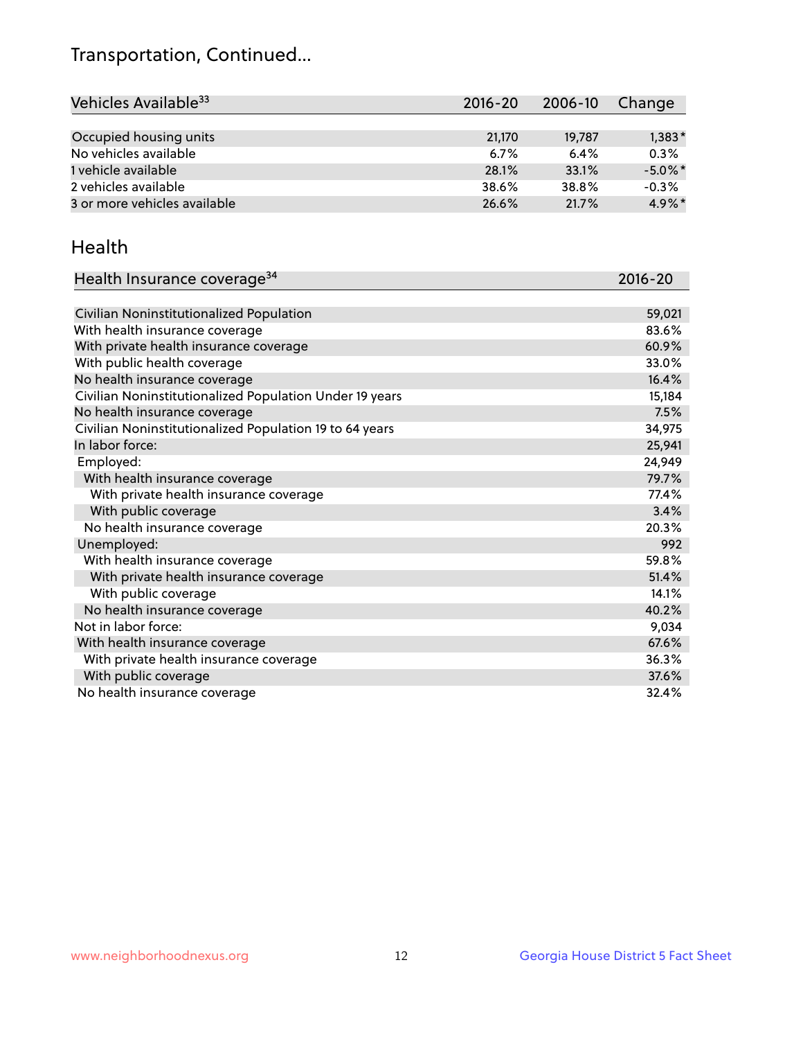## Transportation, Continued...

| Vehicles Available[33] | 2016-20 | 2006-10 | Change |
|---|---|---|---|
| Occupied housing units | 21,170 | 19,787 | 1,383* |
| No vehicles available | 6.7% | 6.4% | 0.3% |
| 1 vehicle available | 28.1% | 33.1% | -5.0%* |
| 2 vehicles available | 38.6% | 38.8% | -0.3% |
| 3 or more vehicles available | 26.6% | 21.7% | 4.9%* |

## Health

| Health Insurance coverage[34] | 2016-20 |
|---|---|
| Civilian Noninstitutionalized Population | 59,021 |
| With health insurance coverage | 83.6% |
| With private health insurance coverage | 60.9% |
| With public health coverage | 33.0% |
| No health insurance coverage | 16.4% |
| Civilian Noninstitutionalized Population Under 19 years | 15,184 |
| No health insurance coverage | 7.5% |
| Civilian Noninstitutionalized Population 19 to 64 years | 34,975 |
| In labor force: | 25,941 |
| Employed: | 24,949 |
| With health insurance coverage | 79.7% |
| With private health insurance coverage | 77.4% |
| With public coverage | 3.4% |
| No health insurance coverage | 20.3% |
| Unemployed: | 992 |
| With health insurance coverage | 59.8% |
| With private health insurance coverage | 51.4% |
| With public coverage | 14.1% |
| No health insurance coverage | 40.2% |
| Not in labor force: | 9,034 |
| With health insurance coverage | 67.6% |
| With private health insurance coverage | 36.3% |
| With public coverage | 37.6% |
| No health insurance coverage | 32.4% |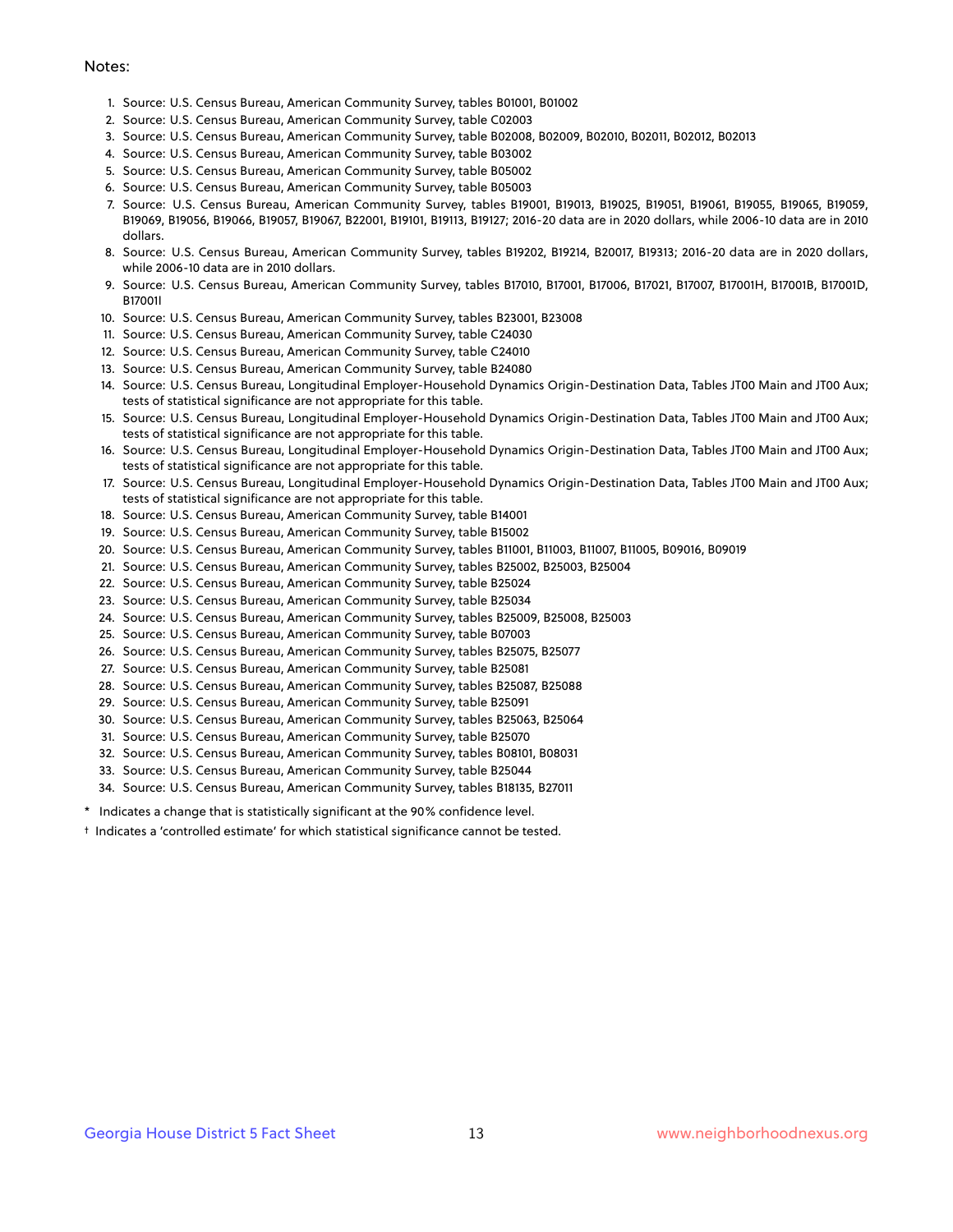Notes:

1. Source: U.S. Census Bureau, American Community Survey, tables B01001, B01002
2. Source: U.S. Census Bureau, American Community Survey, table C02003
3. Source: U.S. Census Bureau, American Community Survey, table B02008, B02009, B02010, B02011, B02012, B02013
4. Source: U.S. Census Bureau, American Community Survey, table B03002
5. Source: U.S. Census Bureau, American Community Survey, table B05002
6. Source: U.S. Census Bureau, American Community Survey, table B05003
7. Source: U.S. Census Bureau, American Community Survey, tables B19001, B19013, B19025, B19051, B19061, B19055, B19065, B19059, B19069, B19056, B19066, B19057, B19067, B22001, B19101, B19113, B19127; 2016-20 data are in 2020 dollars, while 2006-10 data are in 2010 dollars.
8. Source: U.S. Census Bureau, American Community Survey, tables B19202, B19214, B20017, B19313; 2016-20 data are in 2020 dollars, while 2006-10 data are in 2010 dollars.
9. Source: U.S. Census Bureau, American Community Survey, tables B17010, B17001, B17006, B17021, B17007, B17001H, B17001B, B17001D, B17001I
10. Source: U.S. Census Bureau, American Community Survey, tables B23001, B23008
11. Source: U.S. Census Bureau, American Community Survey, table C24030
12. Source: U.S. Census Bureau, American Community Survey, table C24010
13. Source: U.S. Census Bureau, American Community Survey, table B24080
14. Source: U.S. Census Bureau, Longitudinal Employer-Household Dynamics Origin-Destination Data, Tables JT00 Main and JT00 Aux; tests of statistical significance are not appropriate for this table.
15. Source: U.S. Census Bureau, Longitudinal Employer-Household Dynamics Origin-Destination Data, Tables JT00 Main and JT00 Aux; tests of statistical significance are not appropriate for this table.
16. Source: U.S. Census Bureau, Longitudinal Employer-Household Dynamics Origin-Destination Data, Tables JT00 Main and JT00 Aux; tests of statistical significance are not appropriate for this table.
17. Source: U.S. Census Bureau, Longitudinal Employer-Household Dynamics Origin-Destination Data, Tables JT00 Main and JT00 Aux; tests of statistical significance are not appropriate for this table.
18. Source: U.S. Census Bureau, American Community Survey, table B14001
19. Source: U.S. Census Bureau, American Community Survey, table B15002
20. Source: U.S. Census Bureau, American Community Survey, tables B11001, B11003, B11007, B11005, B09016, B09019
21. Source: U.S. Census Bureau, American Community Survey, tables B25002, B25003, B25004
22. Source: U.S. Census Bureau, American Community Survey, table B25024
23. Source: U.S. Census Bureau, American Community Survey, table B25034
24. Source: U.S. Census Bureau, American Community Survey, tables B25009, B25008, B25003
25. Source: U.S. Census Bureau, American Community Survey, table B07003
26. Source: U.S. Census Bureau, American Community Survey, tables B25075, B25077
27. Source: U.S. Census Bureau, American Community Survey, table B25081
28. Source: U.S. Census Bureau, American Community Survey, tables B25087, B25088
29. Source: U.S. Census Bureau, American Community Survey, table B25091
30. Source: U.S. Census Bureau, American Community Survey, tables B25063, B25064
31. Source: U.S. Census Bureau, American Community Survey, table B25070
32. Source: U.S. Census Bureau, American Community Survey, tables B08101, B08031
33. Source: U.S. Census Bureau, American Community Survey, table B25044
34. Source: U.S. Census Bureau, American Community Survey, tables B18135, B27011

\* Indicates a change that is statistically significant at the 90% confidence level.

† Indicates a 'controlled estimate' for which statistical significance cannot be tested.